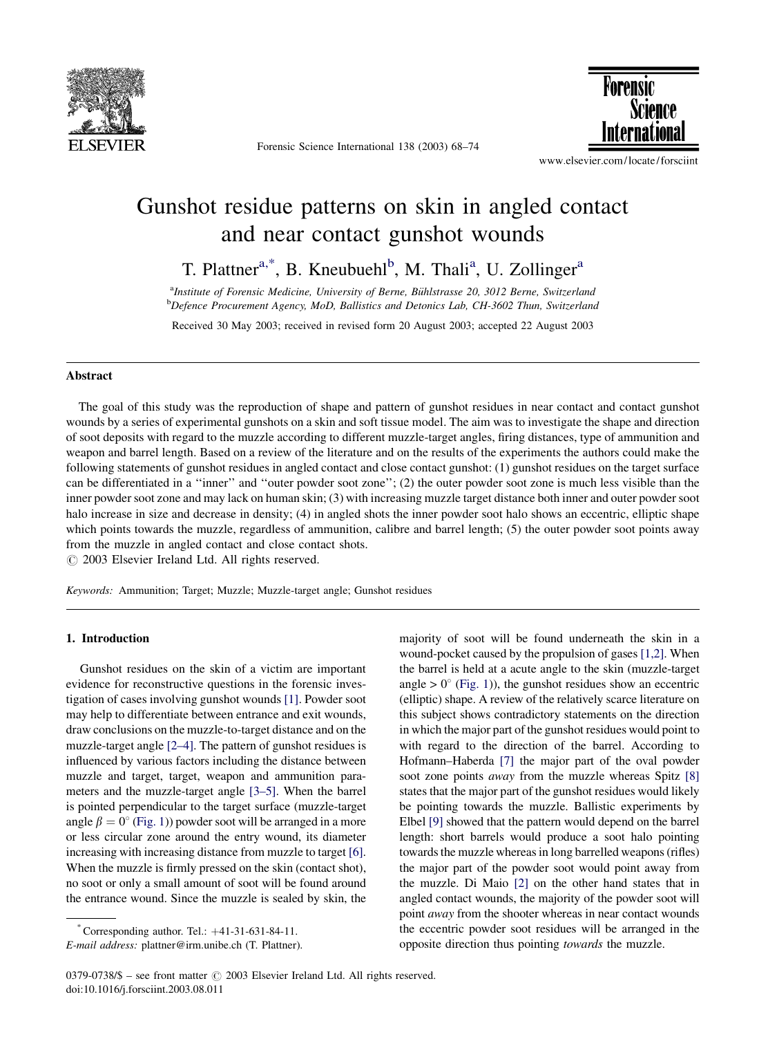# Gunshot residue patterns on skin in angled contact and near contact gunshot wounds

T. Plattner[a,*], B. Kneubuehl[b], M. Thali[a], U. Zollinger[a]

[a]Institute of Forensic Medicine, University of Berne, Bühlstrasse 20, 3012 Berne, Switzerland
[b]Defence Procurement Agency, MoD, Ballistics and Detonics Lab, CH-3602 Thun, Switzerland

Received 30 May 2003; received in revised form 20 August 2003; accepted 22 August 2003

## Abstract

The goal of this study was the reproduction of shape and pattern of gunshot residues in near contact and contact gunshot wounds by a series of experimental gunshots on a skin and soft tissue model. The aim was to investigate the shape and direction of soot deposits with regard to the muzzle according to different muzzle-target angles, firing distances, type of ammunition and weapon and barrel length. Based on a review of the literature and on the results of the experiments the authors could make the following statements of gunshot residues in angled contact and close contact gunshot: (1) gunshot residues on the target surface can be differentiated in a ''inner'' and ''outer powder soot zone''; (2) the outer powder soot zone is much less visible than the inner powder soot zone and may lack on human skin; (3) with increasing muzzle target distance both inner and outer powder soot halo increase in size and decrease in density; (4) in angled shots the inner powder soot halo shows an eccentric, elliptic shape which points towards the muzzle, regardless of ammunition, calibre and barrel length; (5) the outer powder soot points away from the muzzle in angled contact and close contact shots.

© 2003 Elsevier Ireland Ltd. All rights reserved.

*Keywords:* Ammunition; Target; Muzzle; Muzzle-target angle; Gunshot residues

## 1. Introduction

Gunshot residues on the skin of a victim are important evidence for reconstructive questions in the forensic investigation of cases involving gunshot wounds [1]. Powder soot may help to differentiate between entrance and exit wounds, draw conclusions on the muzzle-to-target distance and on the muzzle-target angle [2–4]. The pattern of gunshot residues is influenced by various factors including the distance between muzzle and target, target, weapon and ammunition parameters and the muzzle-target angle [3–5]. When the barrel is pointed perpendicular to the target surface (muzzle-target angle $\beta = 0^\circ$ (Fig. 1)) powder soot will be arranged in a more or less circular zone around the entry wound, its diameter increasing with increasing distance from muzzle to target [6]. When the muzzle is firmly pressed on the skin (contact shot), no soot or only a small amount of soot will be found around the entrance wound. Since the muzzle is sealed by skin, the majority of soot will be found underneath the skin in a wound-pocket caused by the propulsion of gases [1,2]. When the barrel is held at a acute angle to the skin (muzzle-target angle $> 0^\circ$ (Fig. 1)), the gunshot residues show an eccentric (elliptic) shape. A review of the relatively scarce literature on this subject shows contradictory statements on the direction in which the major part of the gunshot residues would point to with regard to the direction of the barrel. According to Hofmann–Haberda [7] the major part of the oval powder soot zone points *away* from the muzzle whereas Spitz [8] states that the major part of the gunshot residues would likely be pointing towards the muzzle. Ballistic experiments by Elbel [9] showed that the pattern would depend on the barrel length: short barrels would produce a soot halo pointing towards the muzzle whereas in long barrelled weapons (rifles) the major part of the powder soot would point away from the muzzle. Di Maio [2] on the other hand states that in angled contact wounds, the majority of the powder soot will point *away* from the shooter whereas in near contact wounds the eccentric powder soot residues will be arranged in the opposite direction thus pointing *towards* the muzzle.

\* Corresponding author. Tel.: +41-31-631-84-11.
*E-mail address:* plattner@irm.unibe.ch (T. Plattner).

0379-0738/$ – see front matter © 2003 Elsevier Ireland Ltd. All rights reserved.
doi:10.1016/j.forsciint.2003.08.011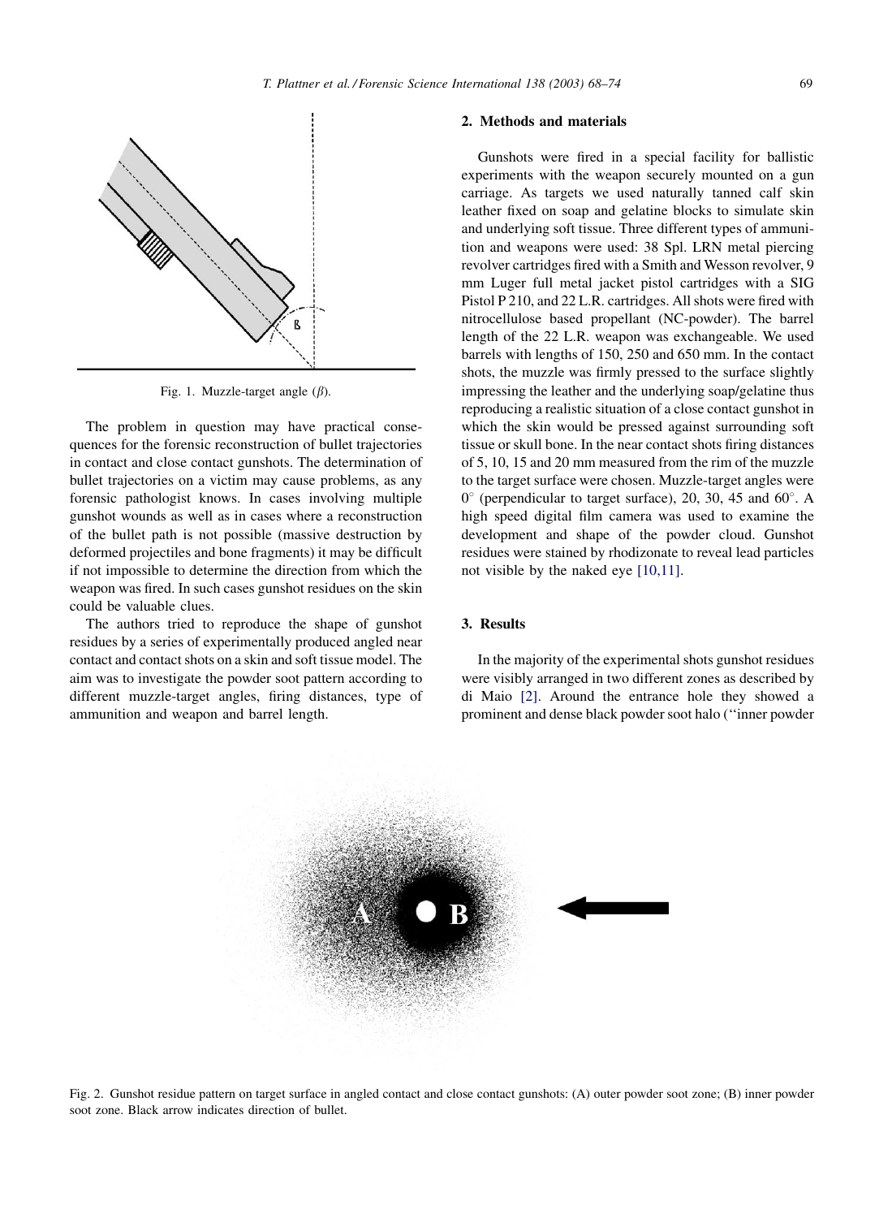Fig. 1. Muzzle-target angle ($\beta$).

The problem in question may have practical consequences for the forensic reconstruction of bullet trajectories in contact and close contact gunshots. The determination of bullet trajectories on a victim may cause problems, as any forensic pathologist knows. In cases involving multiple gunshot wounds as well as in cases where a reconstruction of the bullet path is not possible (massive destruction by deformed projectiles and bone fragments) it may be difficult if not impossible to determine the direction from which the weapon was fired. In such cases gunshot residues on the skin could be valuable clues.

The authors tried to reproduce the shape of gunshot residues by a series of experimentally produced angled near contact and contact shots on a skin and soft tissue model. The aim was to investigate the powder soot pattern according to different muzzle-target angles, firing distances, type of ammunition and weapon and barrel length.

## 2. Methods and materials

Gunshots were fired in a special facility for ballistic experiments with the weapon securely mounted on a gun carriage. As targets we used naturally tanned calf skin leather fixed on soap and gelatine blocks to simulate skin and underlying soft tissue. Three different types of ammunition and weapons were used: 38 Spl. LRN metal piercing revolver cartridges fired with a Smith and Wesson revolver, 9 mm Luger full metal jacket pistol cartridges with a SIG Pistol P 210, and 22 L.R. cartridges. All shots were fired with nitrocellulose based propellant (NC-powder). The barrel length of the 22 L.R. weapon was exchangeable. We used barrels with lengths of 150, 250 and 650 mm. In the contact shots, the muzzle was firmly pressed to the surface slightly impressing the leather and the underlying soap/gelatine thus reproducing a realistic situation of a close contact gunshot in which the skin would be pressed against surrounding soft tissue or skull bone. In the near contact shots firing distances of 5, 10, 15 and 20 mm measured from the rim of the muzzle to the target surface were chosen. Muzzle-target angles were $0^\circ$ (perpendicular to target surface), 20, 30, 45 and $60^\circ$. A high speed digital film camera was used to examine the development and shape of the powder cloud. Gunshot residues were stained by rhodizonate to reveal lead particles not visible by the naked eye [10,11].

## 3. Results

In the majority of the experimental shots gunshot residues were visibly arranged in two different zones as described by di Maio [2]. Around the entrance hole they showed a prominent and dense black powder soot halo ("inner powder

Fig. 2. Gunshot residue pattern on target surface in angled contact and close contact gunshots: (A) outer powder soot zone; (B) inner powder soot zone. Black arrow indicates direction of bullet.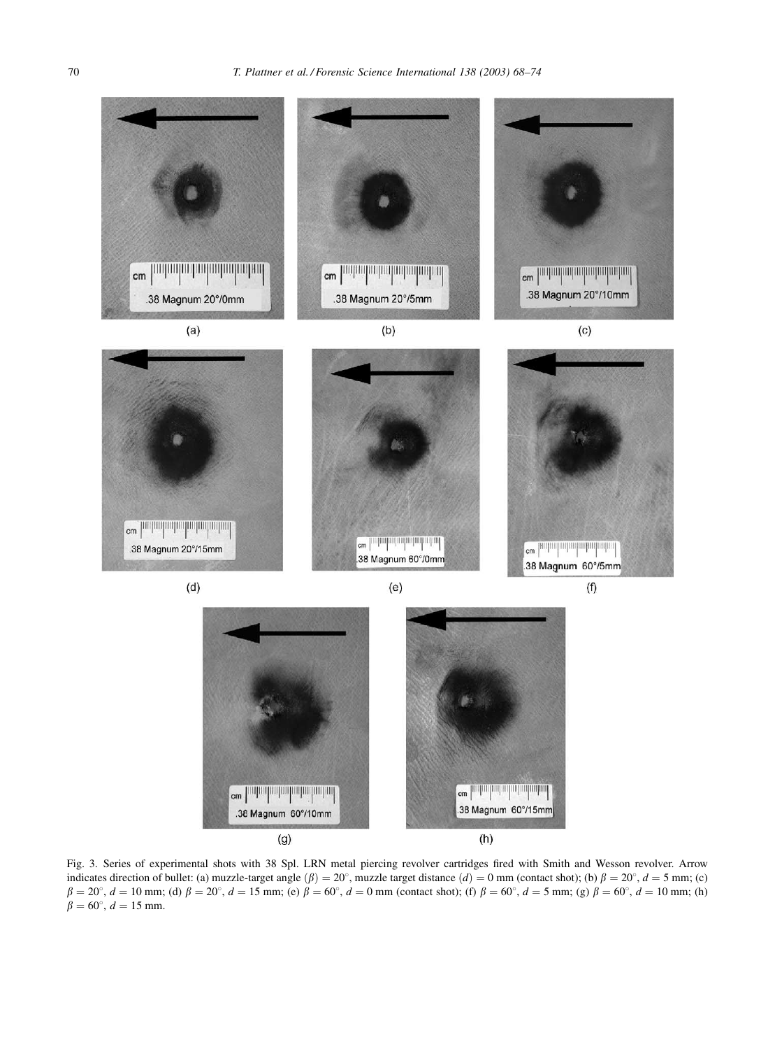Fig. 3. Series of experimental shots with 38 Spl. LRN metal piercing revolver cartridges fired with Smith and Wesson revolver. Arrow indicates direction of bullet: (a) muzzle-target angle $(\beta) = 20^\circ$, muzzle target distance $(d) = 0$ mm (contact shot); (b) $\beta = 20^\circ$, $d = 5$ mm; (c) $\beta = 20^\circ$, $d = 10$ mm; (d) $\beta = 20^\circ$, $d = 15$ mm; (e) $\beta = 60^\circ$, $d = 0$ mm (contact shot); (f) $\beta = 60^\circ$, $d = 5$ mm; (g) $\beta = 60^\circ$, $d = 10$ mm; (h) $\beta = 60^\circ$, $d = 15$ mm.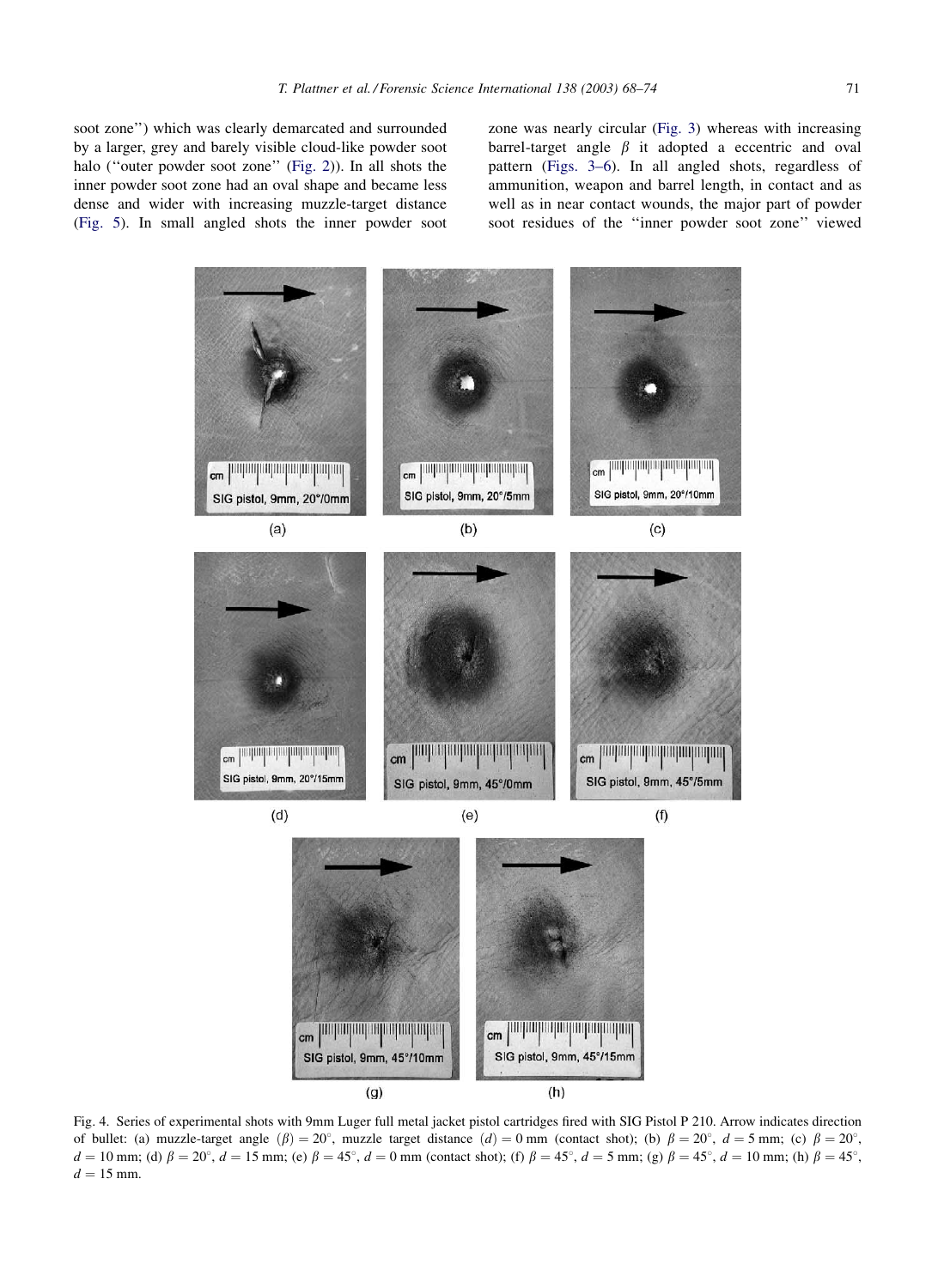soot zone'') which was clearly demarcated and surrounded by a larger, grey and barely visible cloud-like powder soot halo (''outer powder soot zone'' (Fig. 2)). In all shots the inner powder soot zone had an oval shape and became less dense and wider with increasing muzzle-target distance (Fig. 5). In small angled shots the inner powder soot zone was nearly circular (Fig. 3) whereas with increasing barrel-target angle $\beta$ it adopted a eccentric and oval pattern (Figs. 3–6). In all angled shots, regardless of ammunition, weapon and barrel length, in contact and as well as in near contact wounds, the major part of powder soot residues of the ''inner powder soot zone'' viewed

Fig. 4. Series of experimental shots with 9mm Luger full metal jacket pistol cartridges fired with SIG Pistol P 210. Arrow indicates direction of bullet: (a) muzzle-target angle $(\beta) = 20^{\circ}$, muzzle target distance $(d) = 0$ mm (contact shot); (b) $\beta = 20^{\circ}$, $d = 5$ mm; (c) $\beta = 20^{\circ}$, $d = 10$ mm; (d) $\beta = 20^{\circ}$, $d = 15$ mm; (e) $\beta = 45^{\circ}$, $d = 0$ mm (contact shot); (f) $\beta = 45^{\circ}$, $d = 5$ mm; (g) $\beta = 45^{\circ}$, $d = 10$ mm; (h) $\beta = 45^{\circ}$, $d = 15$ mm.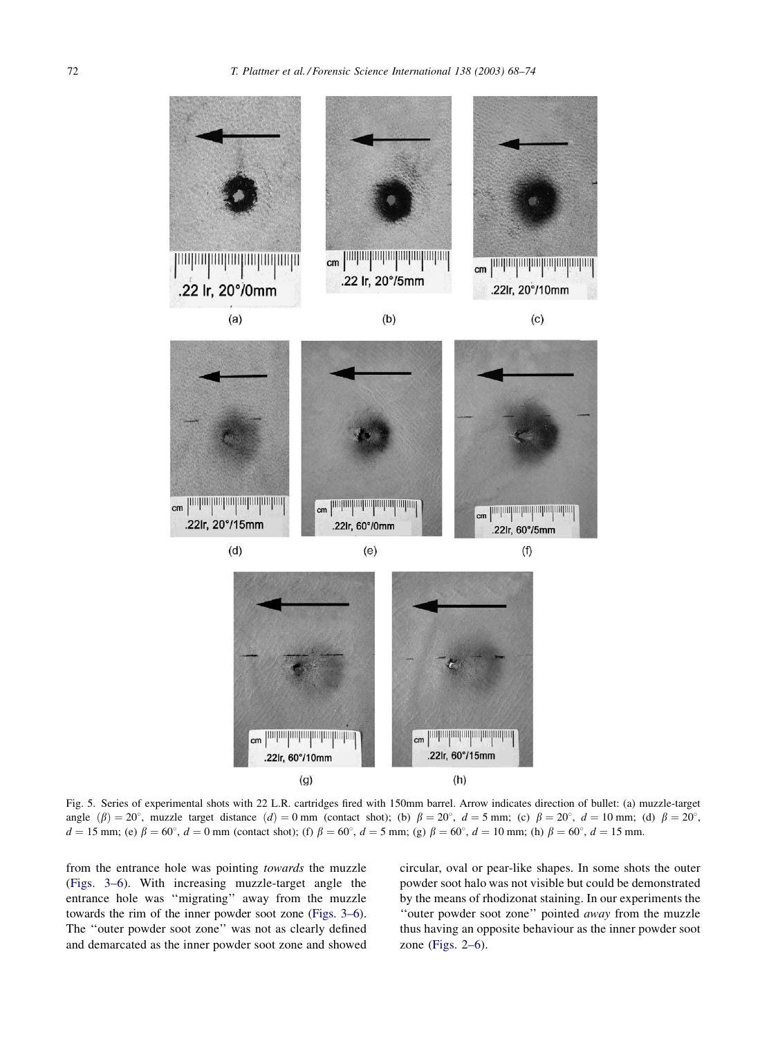Fig. 5. Series of experimental shots with 22 L.R. cartridges fired with 150mm barrel. Arrow indicates direction of bullet: (a) muzzle-target angle $(\beta) = 20^{\circ}$, muzzle target distance $(d) = 0$ mm (contact shot); (b) $\beta = 20^{\circ}$, $d = 5$ mm; (c) $\beta = 20^{\circ}$, $d = 10$ mm; (d) $\beta = 20^{\circ}$, $d = 15$ mm; (e) $\beta = 60^{\circ}$, $d = 0$ mm (contact shot); (f) $\beta = 60^{\circ}$, $d = 5$ mm; (g) $\beta = 60^{\circ}$, $d = 10$ mm; (h) $\beta = 60^{\circ}$, $d = 15$ mm.

from the entrance hole was pointing *towards* the muzzle (Figs. 3–6). With increasing muzzle-target angle the entrance hole was ''migrating'' away from the muzzle towards the rim of the inner powder soot zone (Figs. 3–6). The ''outer powder soot zone'' was not as clearly defined and demarcated as the inner powder soot zone and showed circular, oval or pear-like shapes. In some shots the outer powder soot halo was not visible but could be demonstrated by the means of rhodizonat staining. In our experiments the ''outer powder soot zone'' pointed *away* from the muzzle thus having an opposite behaviour as the inner powder soot zone (Figs. 2–6).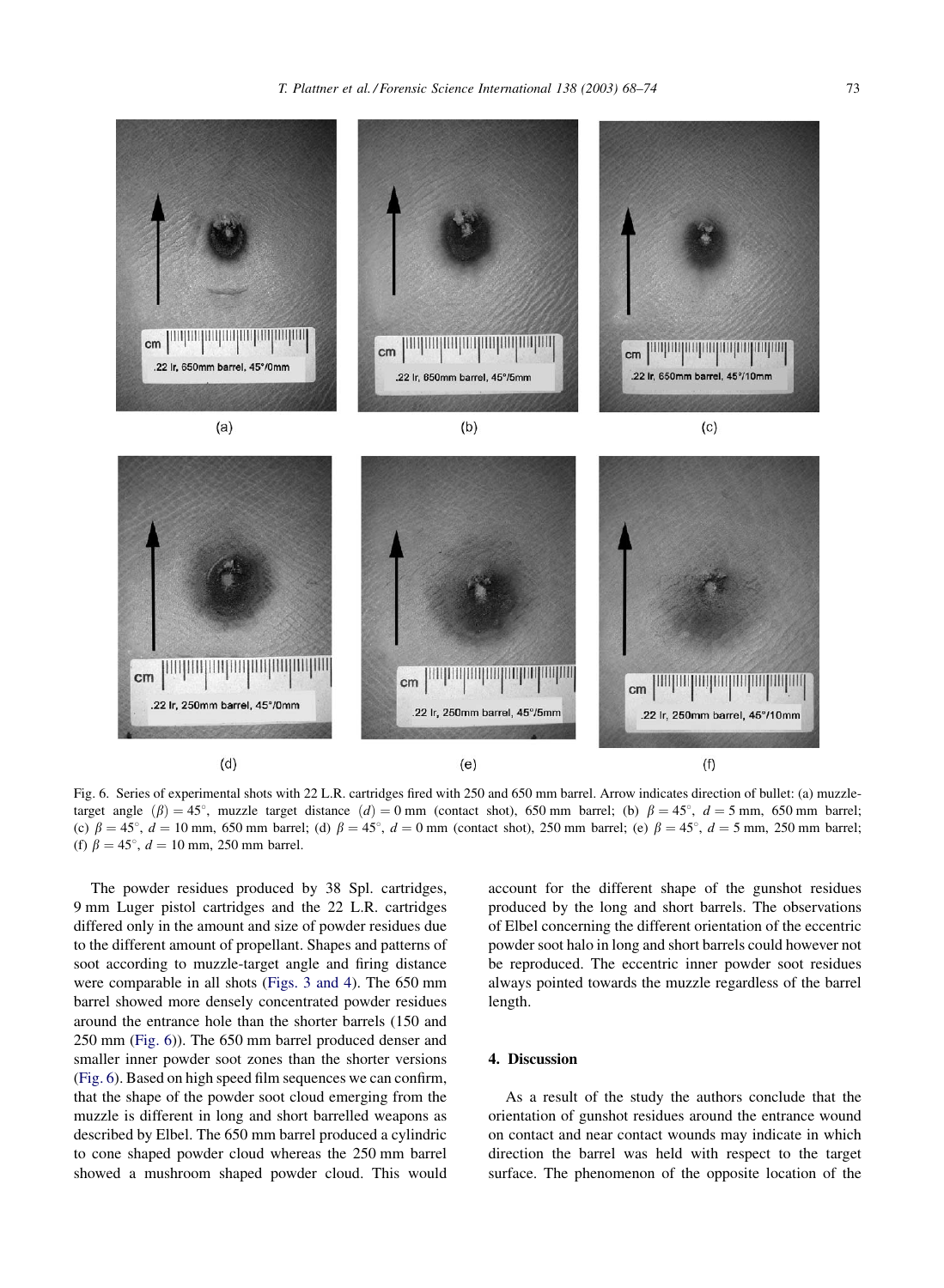(a) (b) (c)

(d) (e) (f)

Fig. 6. Series of experimental shots with 22 L.R. cartridges fired with 250 and 650 mm barrel. Arrow indicates direction of bullet: (a) muzzle-target angle $(\beta) = 45^\circ$, muzzle target distance $(d) = 0$ mm (contact shot), 650 mm barrel; (b) $\beta = 45^\circ$, $d = 5$ mm, 650 mm barrel; (c) $\beta = 45^\circ$, $d = 10$ mm, 650 mm barrel; (d) $\beta = 45^\circ$, $d = 0$ mm (contact shot), 250 mm barrel; (e) $\beta = 45^\circ$, $d = 5$ mm, 250 mm barrel; (f) $\beta = 45^\circ$, $d = 10$ mm, 250 mm barrel.

The powder residues produced by 38 Spl. cartridges, 9 mm Luger pistol cartridges and the 22 L.R. cartridges differed only in the amount and size of powder residues due to the different amount of propellant. Shapes and patterns of soot according to muzzle-target angle and firing distance were comparable in all shots (Figs. 3 and 4). The 650 mm barrel showed more densely concentrated powder residues around the entrance hole than the shorter barrels (150 and 250 mm (Fig. 6)). The 650 mm barrel produced denser and smaller inner powder soot zones than the shorter versions (Fig. 6). Based on high speed film sequences we can confirm, that the shape of the powder soot cloud emerging from the muzzle is different in long and short barrelled weapons as described by Elbel. The 650 mm barrel produced a cylindric to cone shaped powder cloud whereas the 250 mm barrel showed a mushroom shaped powder cloud. This would account for the different shape of the gunshot residues produced by the long and short barrels. The observations of Elbel concerning the different orientation of the eccentric powder soot halo in long and short barrels could however not be reproduced. The eccentric inner powder soot residues always pointed towards the muzzle regardless of the barrel length.

## 4. Discussion

As a result of the study the authors conclude that the orientation of gunshot residues around the entrance wound on contact and near contact wounds may indicate in which direction the barrel was held with respect to the target surface. The phenomenon of the opposite location of the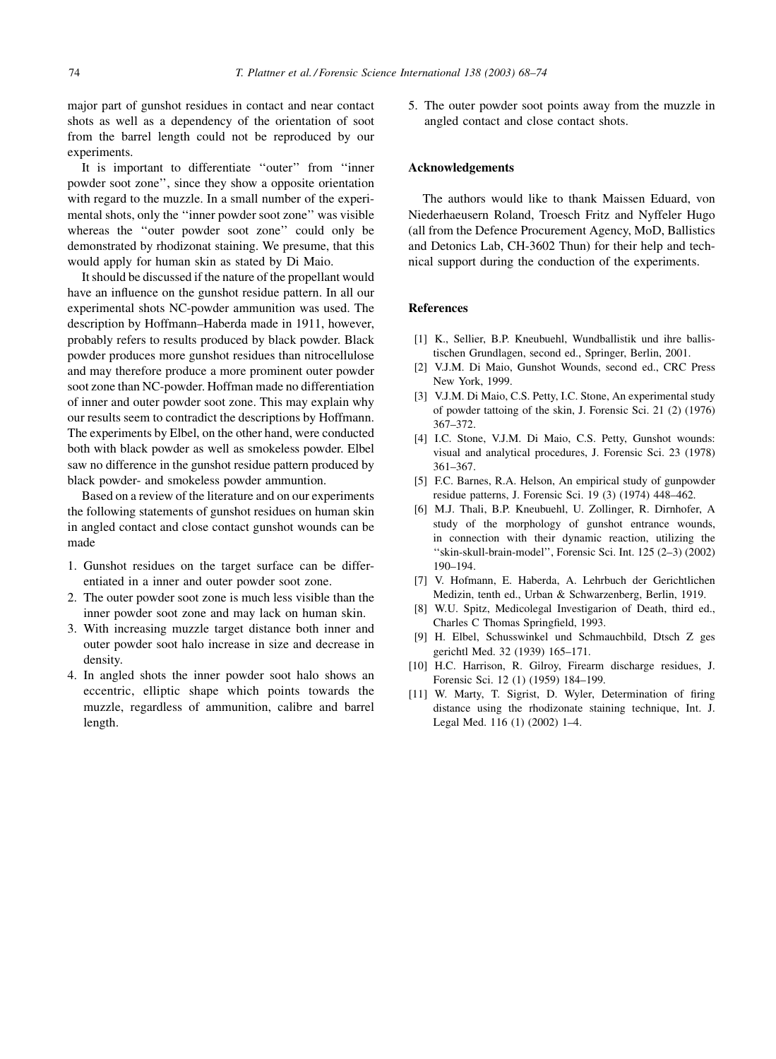major part of gunshot residues in contact and near contact shots as well as a dependency of the orientation of soot from the barrel length could not be reproduced by our experiments.

It is important to differentiate ''outer'' from ''inner powder soot zone'', since they show a opposite orientation with regard to the muzzle. In a small number of the experimental shots, only the ''inner powder soot zone'' was visible whereas the ''outer powder soot zone'' could only be demonstrated by rhodizonat staining. We presume, that this would apply for human skin as stated by Di Maio.

It should be discussed if the nature of the propellant would have an influence on the gunshot residue pattern. In all our experimental shots NC-powder ammunition was used. The description by Hoffmann–Haberda made in 1911, however, probably refers to results produced by black powder. Black powder produces more gunshot residues than nitrocellulose and may therefore produce a more prominent outer powder soot zone than NC-powder. Hoffman made no differentiation of inner and outer powder soot zone. This may explain why our results seem to contradict the descriptions by Hoffmann. The experiments by Elbel, on the other hand, were conducted both with black powder as well as smokeless powder. Elbel saw no difference in the gunshot residue pattern produced by black powder- and smokeless powder ammuntion.

Based on a review of the literature and on our experiments the following statements of gunshot residues on human skin in angled contact and close contact gunshot wounds can be made

1. Gunshot residues on the target surface can be differentiated in a inner and outer powder soot zone.
2. The outer powder soot zone is much less visible than the inner powder soot zone and may lack on human skin.
3. With increasing muzzle target distance both inner and outer powder soot halo increase in size and decrease in density.
4. In angled shots the inner powder soot halo shows an eccentric, elliptic shape which points towards the muzzle, regardless of ammunition, calibre and barrel length.
5. The outer powder soot points away from the muzzle in angled contact and close contact shots.

## Acknowledgements

The authors would like to thank Maissen Eduard, von Niederhaeusern Roland, Troesch Fritz and Nyffeler Hugo (all from the Defence Procurement Agency, MoD, Ballistics and Detonics Lab, CH-3602 Thun) for their help and technical support during the conduction of the experiments.

## References

[1] K., Sellier, B.P. Kneubuehl, Wundballistik und ihre ballistischen Grundlagen, second ed., Springer, Berlin, 2001.

[2] V.J.M. Di Maio, Gunshot Wounds, second ed., CRC Press New York, 1999.

[3] V.J.M. Di Maio, C.S. Petty, I.C. Stone, An experimental study of powder tattoing of the skin, J. Forensic Sci. 21 (2) (1976) 367–372.

[4] I.C. Stone, V.J.M. Di Maio, C.S. Petty, Gunshot wounds: visual and analytical procedures, J. Forensic Sci. 23 (1978) 361–367.

[5] F.C. Barnes, R.A. Helson, An empirical study of gunpowder residue patterns, J. Forensic Sci. 19 (3) (1974) 448–462.

[6] M.J. Thali, B.P. Kneubuehl, U. Zollinger, R. Dirnhofer, A study of the morphology of gunshot entrance wounds, in connection with their dynamic reaction, utilizing the ''skin-skull-brain-model'', Forensic Sci. Int. 125 (2–3) (2002) 190–194.

[7] V. Hofmann, E. Haberda, A. Lehrbuch der Gerichtlichen Medizin, tenth ed., Urban & Schwarzenberg, Berlin, 1919.

[8] W.U. Spitz, Medicolegal Investigarion of Death, third ed., Charles C Thomas Springfield, 1993.

[9] H. Elbel, Schusswinkel und Schmauchbild, Dtsch Z ges gerichtl Med. 32 (1939) 165–171.

[10] H.C. Harrison, R. Gilroy, Firearm discharge residues, J. Forensic Sci. 12 (1) (1959) 184–199.

[11] W. Marty, T. Sigrist, D. Wyler, Determination of firing distance using the rhodizonate staining technique, Int. J. Legal Med. 116 (1) (2002) 1–4.